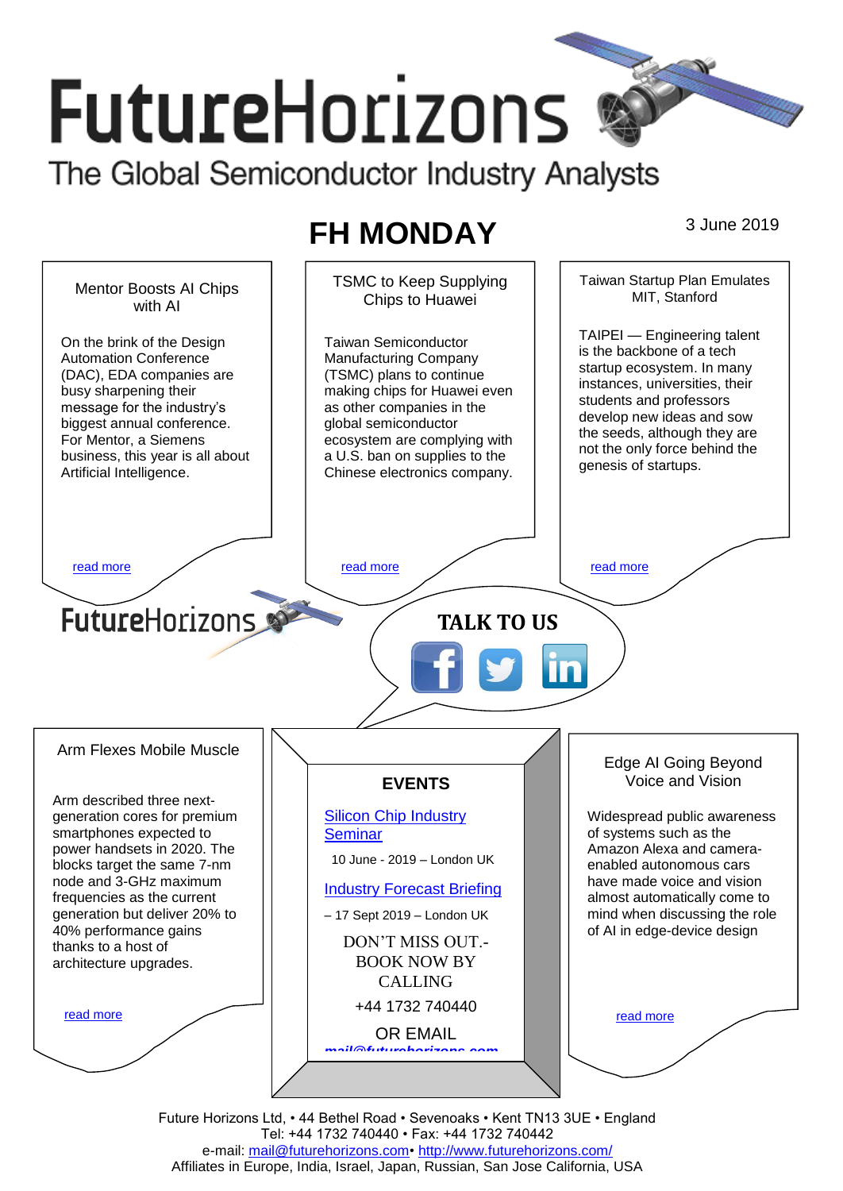# FutureHorizons

The Global Semiconductor Industry Analysts

## FH MONDAY

3 June 2019

### Mentor Boosts AI Chips with AI

On the brink of the Design Automation Conference (DAC), EDA companies are busy sharpening their message for the industry's biggest annual conference. For Mentor, a Siemens business, this year is all about Artificial Intelligence.

read more

### TSMC to Keep Supplying Chips to Huawei

Taiwan Semiconductor Manufacturing Company (TSMC) plans to continue making chips for Huawei even as other companies in the global semiconductor ecosystem are complying with a U.S. ban on supplies to the Chinese electronics company.

read more

### Taiwan Startup Plan Emulates MIT, Stanford

TAIPEI — Engineering talent is the backbone of a tech startup ecosystem. In many instances, universities, their students and professors develop new ideas and sow the seeds, although they are not the only force behind the genesis of startups.

read more

FutureHorizons

**TALK TO US**

### Arm Flexes Mobile Muscle

Arm described three next-generation cores for premium smartphones expected to power handsets in 2020. The blocks target the same 7-nm node and 3-GHz maximum frequencies as the current generation but deliver 20% to 40% performance gains thanks to a host of architecture upgrades.

read more

### EVENTS

Silicon Chip Industry Seminar

10 June - 2019 – London UK

Industry Forecast Briefing

– 17 Sept 2019 – London UK

DON'T MISS OUT.- BOOK NOW BY CALLING

+44 1732 740440

OR EMAIL

mail@futurehorizons.com

### Edge AI Going Beyond Voice and Vision

Widespread public awareness of systems such as the Amazon Alexa and camera-enabled autonomous cars have made voice and vision almost automatically come to mind when discussing the role of AI in edge-device design

read more

Future Horizons Ltd, • 44 Bethel Road • Sevenoaks • Kent TN13 3UE • England
Tel: +44 1732 740440 • Fax: +44 1732 740442
e-mail: mail@futurehorizons.com• http://www.futurehorizons.com/
Affiliates in Europe, India, Israel, Japan, Russian, San Jose California, USA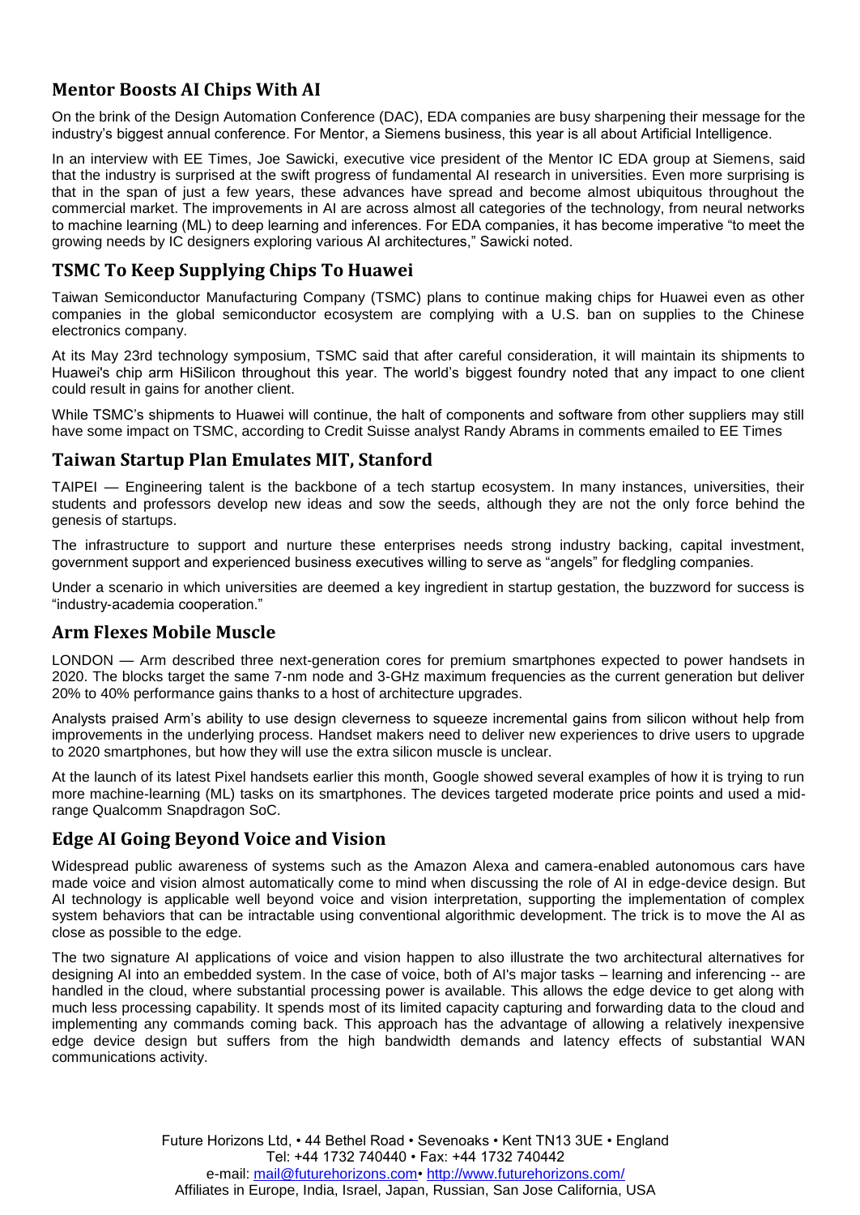## Mentor Boosts AI Chips With AI

On the brink of the Design Automation Conference (DAC), EDA companies are busy sharpening their message for the industry's biggest annual conference. For Mentor, a Siemens business, this year is all about Artificial Intelligence.

In an interview with EE Times, Joe Sawicki, executive vice president of the Mentor IC EDA group at Siemens, said that the industry is surprised at the swift progress of fundamental AI research in universities. Even more surprising is that in the span of just a few years, these advances have spread and become almost ubiquitous throughout the commercial market. The improvements in AI are across almost all categories of the technology, from neural networks to machine learning (ML) to deep learning and inferences. For EDA companies, it has become imperative "to meet the growing needs by IC designers exploring various AI architectures," Sawicki noted.

## TSMC To Keep Supplying Chips To Huawei

Taiwan Semiconductor Manufacturing Company (TSMC) plans to continue making chips for Huawei even as other companies in the global semiconductor ecosystem are complying with a U.S. ban on supplies to the Chinese electronics company.

At its May 23rd technology symposium, TSMC said that after careful consideration, it will maintain its shipments to Huawei's chip arm HiSilicon throughout this year. The world's biggest foundry noted that any impact to one client could result in gains for another client.

While TSMC's shipments to Huawei will continue, the halt of components and software from other suppliers may still have some impact on TSMC, according to Credit Suisse analyst Randy Abrams in comments emailed to EE Times

## Taiwan Startup Plan Emulates MIT, Stanford

TAIPEI — Engineering talent is the backbone of a tech startup ecosystem. In many instances, universities, their students and professors develop new ideas and sow the seeds, although they are not the only force behind the genesis of startups.

The infrastructure to support and nurture these enterprises needs strong industry backing, capital investment, government support and experienced business executives willing to serve as "angels" for fledgling companies.

Under a scenario in which universities are deemed a key ingredient in startup gestation, the buzzword for success is "industry-academia cooperation."

## Arm Flexes Mobile Muscle

LONDON — Arm described three next-generation cores for premium smartphones expected to power handsets in 2020. The blocks target the same 7-nm node and 3-GHz maximum frequencies as the current generation but deliver 20% to 40% performance gains thanks to a host of architecture upgrades.

Analysts praised Arm's ability to use design cleverness to squeeze incremental gains from silicon without help from improvements in the underlying process. Handset makers need to deliver new experiences to drive users to upgrade to 2020 smartphones, but how they will use the extra silicon muscle is unclear.

At the launch of its latest Pixel handsets earlier this month, Google showed several examples of how it is trying to run more machine-learning (ML) tasks on its smartphones. The devices targeted moderate price points and used a mid-range Qualcomm Snapdragon SoC.

## Edge AI Going Beyond Voice and Vision

Widespread public awareness of systems such as the Amazon Alexa and camera-enabled autonomous cars have made voice and vision almost automatically come to mind when discussing the role of AI in edge-device design. But AI technology is applicable well beyond voice and vision interpretation, supporting the implementation of complex system behaviors that can be intractable using conventional algorithmic development. The trick is to move the AI as close as possible to the edge.

The two signature AI applications of voice and vision happen to also illustrate the two architectural alternatives for designing AI into an embedded system. In the case of voice, both of AI's major tasks – learning and inferencing -- are handled in the cloud, where substantial processing power is available. This allows the edge device to get along with much less processing capability. It spends most of its limited capacity capturing and forwarding data to the cloud and implementing any commands coming back. This approach has the advantage of allowing a relatively inexpensive edge device design but suffers from the high bandwidth demands and latency effects of substantial WAN communications activity.

Future Horizons Ltd, • 44 Bethel Road • Sevenoaks • Kent TN13 3UE • England
Tel: +44 1732 740440 • Fax: +44 1732 740442
e-mail: mail@futurehorizons.com• http://www.futurehorizons.com/
Affiliates in Europe, India, Israel, Japan, Russian, San Jose California, USA